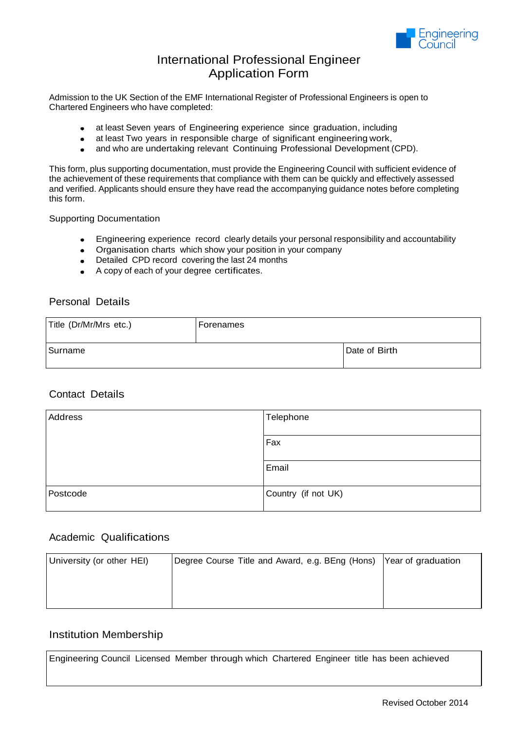# International Professional Engineer Application Form

Admission to the UK Section of the EMF International Register of Professional Engineers is open to Chartered Engineers who have completed:

- at least Seven years of Engineering experience since graduation, including
- at least Two years in responsible charge of significant engineering work,
- and who are undertaking relevant Continuing Professional Development (CPD).

This form, plus supporting documentation, must provide the Engineering Council with sufficient evidence of the achievement of these requirements that compliance with them can be quickly and effectively assessed and verified. Applicants should ensure they have read the accompanying guidance notes before completing this form.

Supporting Documentation

- Engineering experience record clearly details your personal responsibility and accountability
- Organisation charts which show your position in your company
- Detailed CPD record covering the last 24 months
- A copy of each of your degree certificates.

## Personal Details

| Title (Dr/Mr/Mrs etc.) | Forenames | |
|---|---|---|
| Surname | | Date of Birth |

## Contact Details

| Address | Telephone |
|---|---|
| | Fax |
| | Email |
| Postcode | Country (if not UK) |

## Academic Qualifications

| University (or other HEI) | Degree Course Title and Award, e.g. BEng (Hons) | Year of graduation |
|---|---|---|
| | | |

## Institution Membership

| Engineering Council Licensed Member through which Chartered Engineer title has been achieved |
|---|
| |

Revised October 2014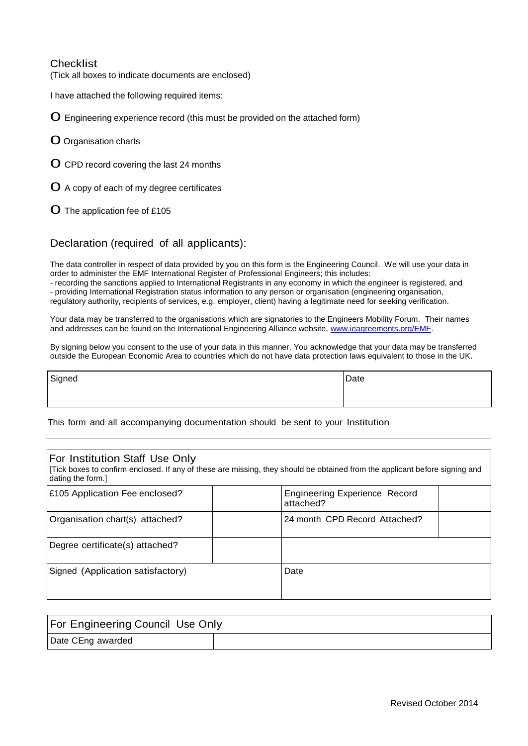## Checklist

(Tick all boxes to indicate documents are enclosed)

I have attached the following required items:

- O Engineering experience record (this must be provided on the attached form)
- O Organisation charts
- O CPD record covering the last 24 months
- O A copy of each of my degree certificates
- O The application fee of £105

## Declaration (required of all applicants):

The data controller in respect of data provided by you on this form is the Engineering Council. We will use your data in order to administer the EMF International Register of Professional Engineers; this includes:

- recording the sanctions applied to International Registrants in any economy in which the engineer is registered, and
- providing International Registration status information to any person or organisation (engineering organisation, regulatory authority, recipients of services, e.g. employer, client) having a legitimate need for seeking verification.

Your data may be transferred to the organisations which are signatories to the Engineers Mobility Forum. Their names and addresses can be found on the International Engineering Alliance website, www.ieagreements.org/EMF.

By signing below you consent to the use of your data in this manner. You acknowledge that your data may be transferred outside the European Economic Area to countries which do not have data protection laws equivalent to those in the UK.

| Signed | Date |
|---|---|
| | |

This form and all accompanying documentation should be sent to your Institution

---

| For Institution Staff Use Only [Tick boxes to confirm enclosed. If any of these are missing, they should be obtained from the applicant before signing and dating the form.] | | | |
|---|---|---|---|
| £105 Application Fee enclosed? | | Engineering Experience Record attached? | |
| Organisation chart(s) attached? | | 24 month CPD Record Attached? | |
| Degree certificate(s) attached? | | | |
| Signed (Application satisfactory) | | Date | |

| For Engineering Council Use Only | |
|---|---|
| Date CEng awarded | |

Revised October 2014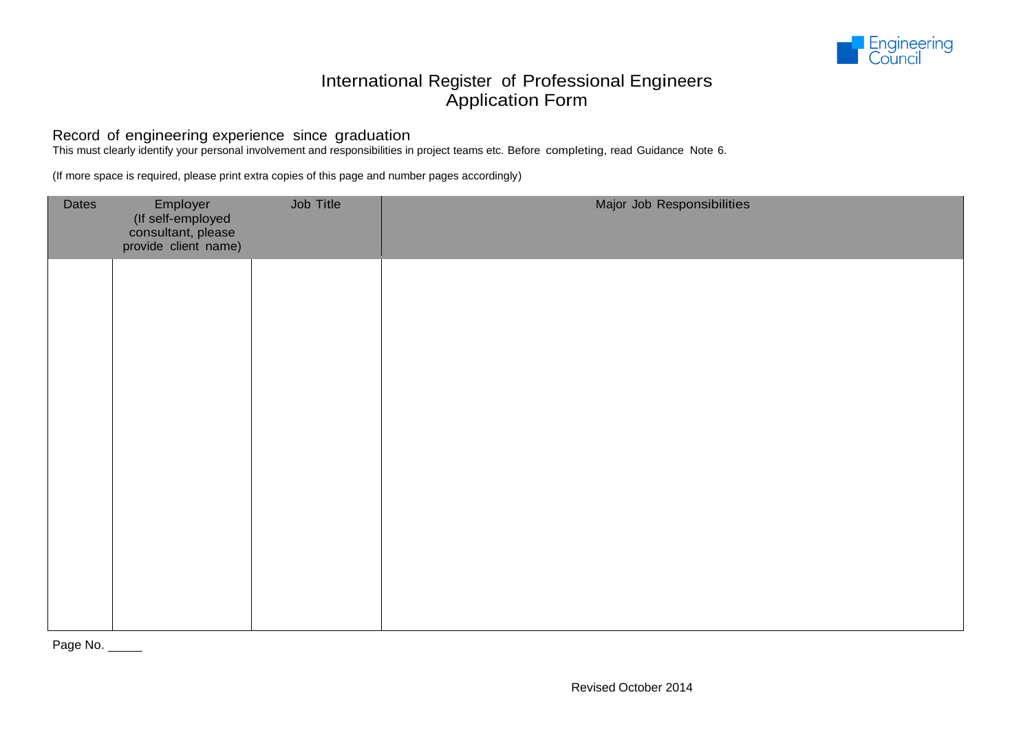Engineering Council

# International Register of Professional Engineers
# Application Form

## Record of engineering experience since graduation

This must clearly identify your personal involvement and responsibilities in project teams etc. Before completing, read Guidance Note 6.

(If more space is required, please print extra copies of this page and number pages accordingly)

| Dates | Employer (If self-employed consultant, please provide client name) | Job Title | Major Job Responsibilities |
| --- | --- | --- | --- |
| | | | |

Page No. _____

Revised October 2014